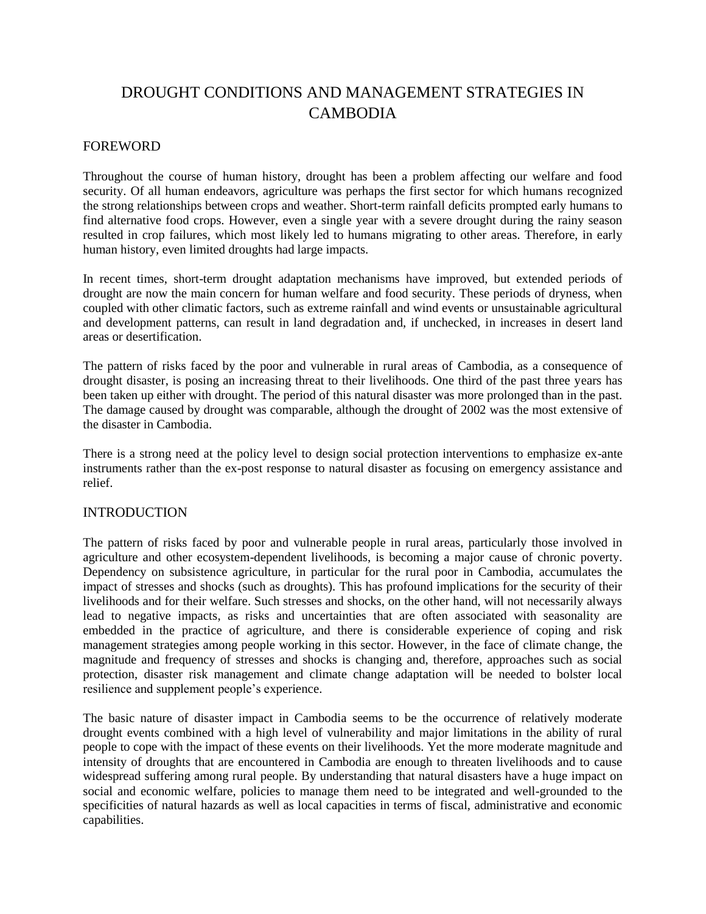# DROUGHT CONDITIONS AND MANAGEMENT STRATEGIES IN CAMBODIA

## FOREWORD

Throughout the course of human history, drought has been a problem affecting our welfare and food security. Of all human endeavors, agriculture was perhaps the first sector for which humans recognized the strong relationships between crops and weather. Short-term rainfall deficits prompted early humans to find alternative food crops. However, even a single year with a severe drought during the rainy season resulted in crop failures, which most likely led to humans migrating to other areas. Therefore, in early human history, even limited droughts had large impacts.

In recent times, short-term drought adaptation mechanisms have improved, but extended periods of drought are now the main concern for human welfare and food security. These periods of dryness, when coupled with other climatic factors, such as extreme rainfall and wind events or unsustainable agricultural and development patterns, can result in land degradation and, if unchecked, in increases in desert land areas or desertification.

The pattern of risks faced by the poor and vulnerable in rural areas of Cambodia, as a consequence of drought disaster, is posing an increasing threat to their livelihoods. One third of the past three years has been taken up either with drought. The period of this natural disaster was more prolonged than in the past. The damage caused by drought was comparable, although the drought of 2002 was the most extensive of the disaster in Cambodia.

There is a strong need at the policy level to design social protection interventions to emphasize ex-ante instruments rather than the ex-post response to natural disaster as focusing on emergency assistance and relief.

## INTRODUCTION

The pattern of risks faced by poor and vulnerable people in rural areas, particularly those involved in agriculture and other ecosystem-dependent livelihoods, is becoming a major cause of chronic poverty. Dependency on subsistence agriculture, in particular for the rural poor in Cambodia, accumulates the impact of stresses and shocks (such as droughts). This has profound implications for the security of their livelihoods and for their welfare. Such stresses and shocks, on the other hand, will not necessarily always lead to negative impacts, as risks and uncertainties that are often associated with seasonality are embedded in the practice of agriculture, and there is considerable experience of coping and risk management strategies among people working in this sector. However, in the face of climate change, the magnitude and frequency of stresses and shocks is changing and, therefore, approaches such as social protection, disaster risk management and climate change adaptation will be needed to bolster local resilience and supplement people's experience.

The basic nature of disaster impact in Cambodia seems to be the occurrence of relatively moderate drought events combined with a high level of vulnerability and major limitations in the ability of rural people to cope with the impact of these events on their livelihoods. Yet the more moderate magnitude and intensity of droughts that are encountered in Cambodia are enough to threaten livelihoods and to cause widespread suffering among rural people. By understanding that natural disasters have a huge impact on social and economic welfare, policies to manage them need to be integrated and well-grounded to the specificities of natural hazards as well as local capacities in terms of fiscal, administrative and economic capabilities.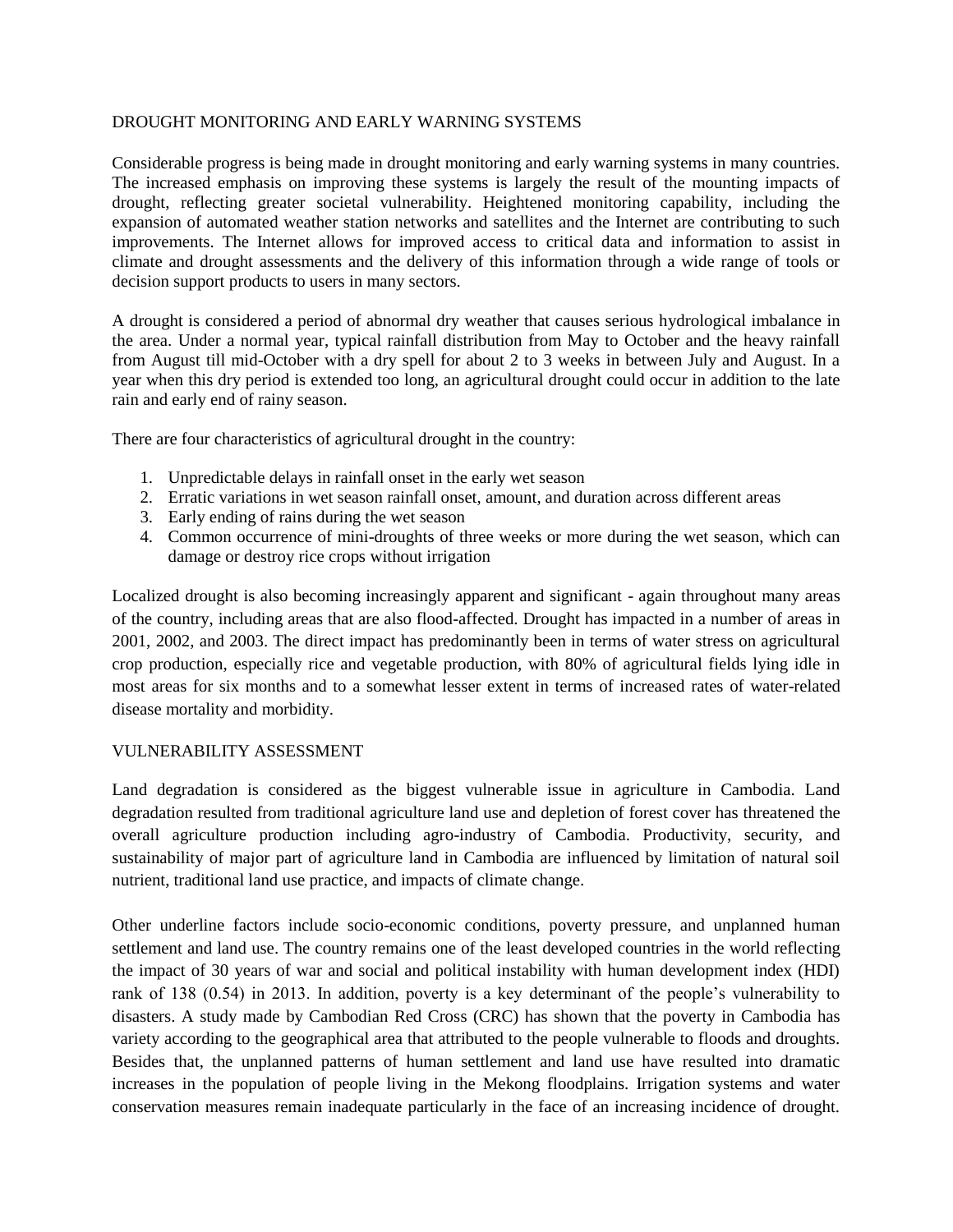## DROUGHT MONITORING AND EARLY WARNING SYSTEMS

Considerable progress is being made in drought monitoring and early warning systems in many countries. The increased emphasis on improving these systems is largely the result of the mounting impacts of drought, reflecting greater societal vulnerability. Heightened monitoring capability, including the expansion of automated weather station networks and satellites and the Internet are contributing to such improvements. The Internet allows for improved access to critical data and information to assist in climate and drought assessments and the delivery of this information through a wide range of tools or decision support products to users in many sectors.

A drought is considered a period of abnormal dry weather that causes serious hydrological imbalance in the area. Under a normal year, typical rainfall distribution from May to October and the heavy rainfall from August till mid-October with a dry spell for about 2 to 3 weeks in between July and August. In a year when this dry period is extended too long, an agricultural drought could occur in addition to the late rain and early end of rainy season.

There are four characteristics of agricultural drought in the country:

1. Unpredictable delays in rainfall onset in the early wet season
2. Erratic variations in wet season rainfall onset, amount, and duration across different areas
3. Early ending of rains during the wet season
4. Common occurrence of mini-droughts of three weeks or more during the wet season, which can damage or destroy rice crops without irrigation

Localized drought is also becoming increasingly apparent and significant - again throughout many areas of the country, including areas that are also flood-affected. Drought has impacted in a number of areas in 2001, 2002, and 2003. The direct impact has predominantly been in terms of water stress on agricultural crop production, especially rice and vegetable production, with 80% of agricultural fields lying idle in most areas for six months and to a somewhat lesser extent in terms of increased rates of water-related disease mortality and morbidity.

## VULNERABILITY ASSESSMENT

Land degradation is considered as the biggest vulnerable issue in agriculture in Cambodia. Land degradation resulted from traditional agriculture land use and depletion of forest cover has threatened the overall agriculture production including agro-industry of Cambodia. Productivity, security, and sustainability of major part of agriculture land in Cambodia are influenced by limitation of natural soil nutrient, traditional land use practice, and impacts of climate change.

Other underline factors include socio-economic conditions, poverty pressure, and unplanned human settlement and land use. The country remains one of the least developed countries in the world reflecting the impact of 30 years of war and social and political instability with human development index (HDI) rank of 138 (0.54) in 2013. In addition, poverty is a key determinant of the people's vulnerability to disasters. A study made by Cambodian Red Cross (CRC) has shown that the poverty in Cambodia has variety according to the geographical area that attributed to the people vulnerable to floods and droughts. Besides that, the unplanned patterns of human settlement and land use have resulted into dramatic increases in the population of people living in the Mekong floodplains. Irrigation systems and water conservation measures remain inadequate particularly in the face of an increasing incidence of drought.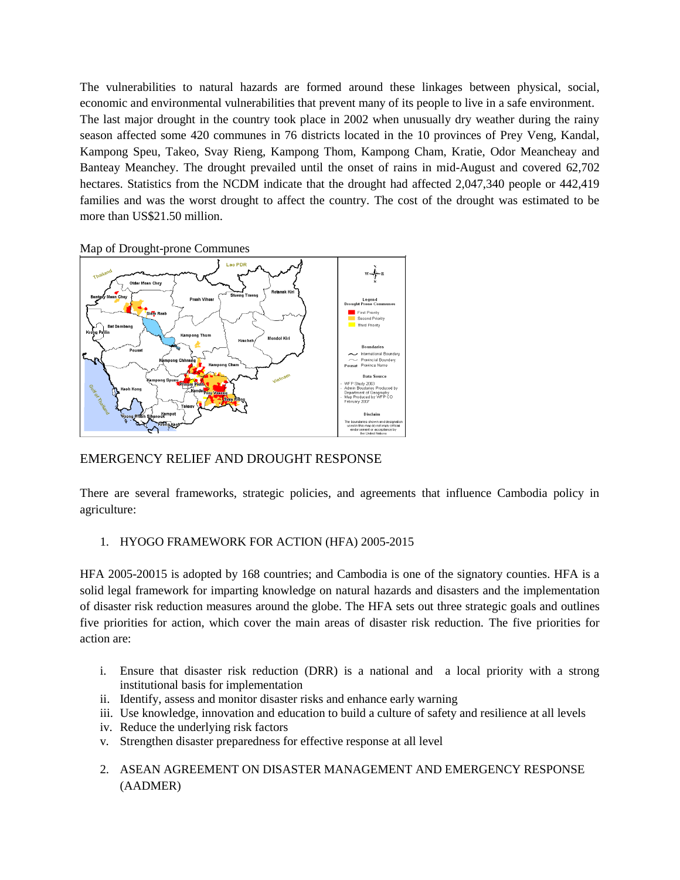The vulnerabilities to natural hazards are formed around these linkages between physical, social, economic and environmental vulnerabilities that prevent many of its people to live in a safe environment. The last major drought in the country took place in 2002 when unusually dry weather during the rainy season affected some 420 communes in 76 districts located in the 10 provinces of Prey Veng, Kandal, Kampong Speu, Takeo, Svay Rieng, Kampong Thom, Kampong Cham, Kratie, Odor Meancheay and Banteay Meanchey. The drought prevailed until the onset of rains in mid-August and covered 62,702 hectares. Statistics from the NCDM indicate that the drought had affected 2,047,340 people or 442,419 families and was the worst drought to affect the country. The cost of the drought was estimated to be more than US$21.50 million.

Map of Drought-prone Communes

## EMERGENCY RELIEF AND DROUGHT RESPONSE

There are several frameworks, strategic policies, and agreements that influence Cambodia policy in agriculture:

1. HYOGO FRAMEWORK FOR ACTION (HFA) 2005-2015

HFA 2005-20015 is adopted by 168 countries; and Cambodia is one of the signatory counties. HFA is a solid legal framework for imparting knowledge on natural hazards and disasters and the implementation of disaster risk reduction measures around the globe. The HFA sets out three strategic goals and outlines five priorities for action, which cover the main areas of disaster risk reduction. The five priorities for action are:

i. Ensure that disaster risk reduction (DRR) is a national and a local priority with a strong institutional basis for implementation
ii. Identify, assess and monitor disaster risks and enhance early warning
iii. Use knowledge, innovation and education to build a culture of safety and resilience at all levels
iv. Reduce the underlying risk factors
v. Strengthen disaster preparedness for effective response at all level

2. ASEAN AGREEMENT ON DISASTER MANAGEMENT AND EMERGENCY RESPONSE (AADMER)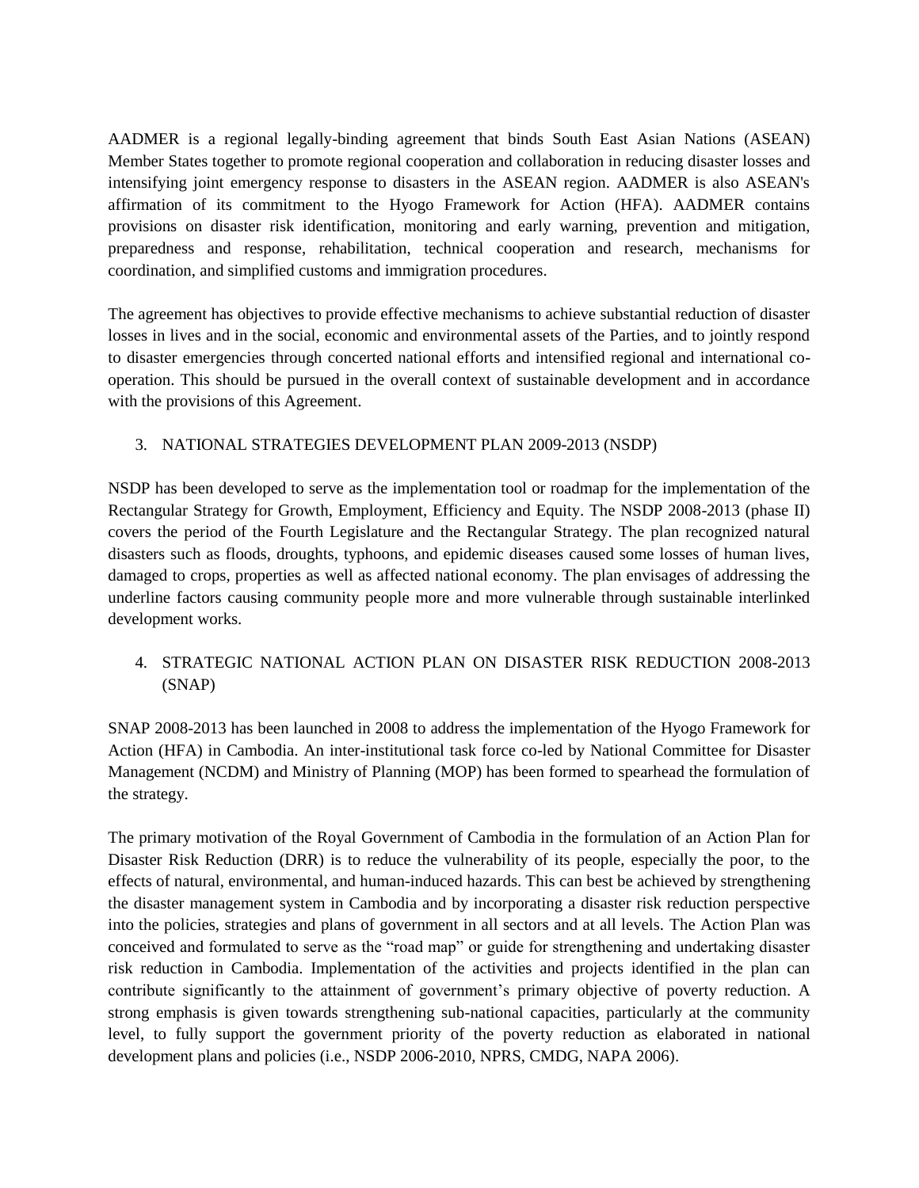AADMER is a regional legally-binding agreement that binds South East Asian Nations (ASEAN) Member States together to promote regional cooperation and collaboration in reducing disaster losses and intensifying joint emergency response to disasters in the ASEAN region. AADMER is also ASEAN's affirmation of its commitment to the Hyogo Framework for Action (HFA). AADMER contains provisions on disaster risk identification, monitoring and early warning, prevention and mitigation, preparedness and response, rehabilitation, technical cooperation and research, mechanisms for coordination, and simplified customs and immigration procedures.

The agreement has objectives to provide effective mechanisms to achieve substantial reduction of disaster losses in lives and in the social, economic and environmental assets of the Parties, and to jointly respond to disaster emergencies through concerted national efforts and intensified regional and international co-operation. This should be pursued in the overall context of sustainable development and in accordance with the provisions of this Agreement.

## 3. NATIONAL STRATEGIES DEVELOPMENT PLAN 2009-2013 (NSDP)

NSDP has been developed to serve as the implementation tool or roadmap for the implementation of the Rectangular Strategy for Growth, Employment, Efficiency and Equity. The NSDP 2008-2013 (phase II) covers the period of the Fourth Legislature and the Rectangular Strategy. The plan recognized natural disasters such as floods, droughts, typhoons, and epidemic diseases caused some losses of human lives, damaged to crops, properties as well as affected national economy. The plan envisages of addressing the underline factors causing community people more and more vulnerable through sustainable interlinked development works.

## 4. STRATEGIC NATIONAL ACTION PLAN ON DISASTER RISK REDUCTION 2008-2013 (SNAP)

SNAP 2008-2013 has been launched in 2008 to address the implementation of the Hyogo Framework for Action (HFA) in Cambodia. An inter-institutional task force co-led by National Committee for Disaster Management (NCDM) and Ministry of Planning (MOP) has been formed to spearhead the formulation of the strategy.

The primary motivation of the Royal Government of Cambodia in the formulation of an Action Plan for Disaster Risk Reduction (DRR) is to reduce the vulnerability of its people, especially the poor, to the effects of natural, environmental, and human-induced hazards. This can best be achieved by strengthening the disaster management system in Cambodia and by incorporating a disaster risk reduction perspective into the policies, strategies and plans of government in all sectors and at all levels. The Action Plan was conceived and formulated to serve as the "road map" or guide for strengthening and undertaking disaster risk reduction in Cambodia. Implementation of the activities and projects identified in the plan can contribute significantly to the attainment of government's primary objective of poverty reduction. A strong emphasis is given towards strengthening sub-national capacities, particularly at the community level, to fully support the government priority of the poverty reduction as elaborated in national development plans and policies (i.e., NSDP 2006-2010, NPRS, CMDG, NAPA 2006).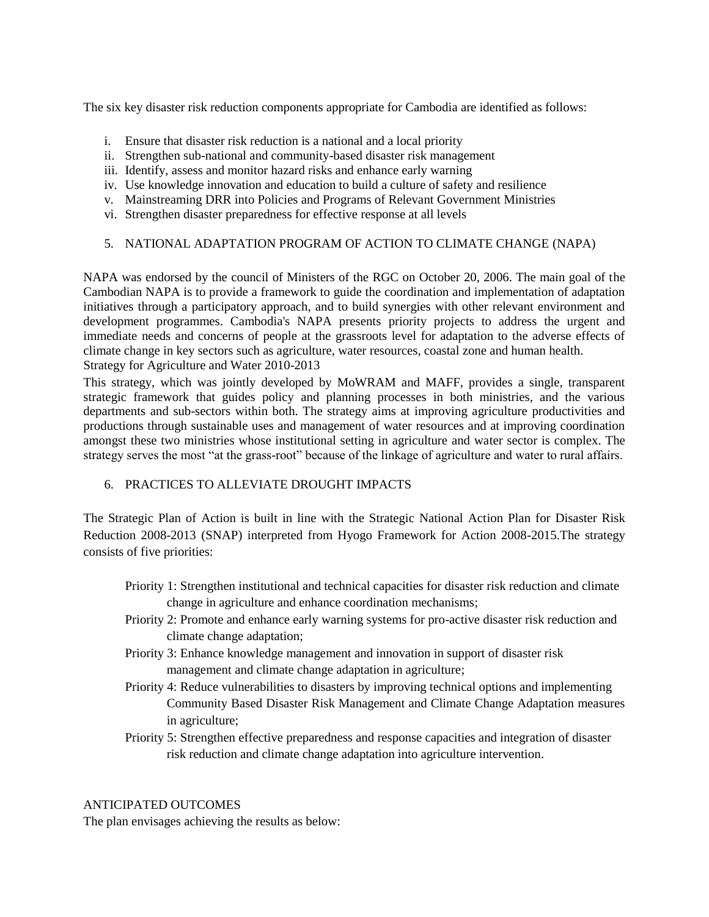The six key disaster risk reduction components appropriate for Cambodia are identified as follows:

i. Ensure that disaster risk reduction is a national and a local priority
ii. Strengthen sub-national and community-based disaster risk management
iii. Identify, assess and monitor hazard risks and enhance early warning
iv. Use knowledge innovation and education to build a culture of safety and resilience
v. Mainstreaming DRR into Policies and Programs of Relevant Government Ministries
vi. Strengthen disaster preparedness for effective response at all levels

## 5. NATIONAL ADAPTATION PROGRAM OF ACTION TO CLIMATE CHANGE (NAPA)

NAPA was endorsed by the council of Ministers of the RGC on October 20, 2006. The main goal of the Cambodian NAPA is to provide a framework to guide the coordination and implementation of adaptation initiatives through a participatory approach, and to build synergies with other relevant environment and development programmes. Cambodia's NAPA presents priority projects to address the urgent and immediate needs and concerns of people at the grassroots level for adaptation to the adverse effects of climate change in key sectors such as agriculture, water resources, coastal zone and human health.

Strategy for Agriculture and Water 2010-2013

This strategy, which was jointly developed by MoWRAM and MAFF, provides a single, transparent strategic framework that guides policy and planning processes in both ministries, and the various departments and sub-sectors within both. The strategy aims at improving agriculture productivities and productions through sustainable uses and management of water resources and at improving coordination amongst these two ministries whose institutional setting in agriculture and water sector is complex. The strategy serves the most "at the grass-root" because of the linkage of agriculture and water to rural affairs.

## 6. PRACTICES TO ALLEVIATE DROUGHT IMPACTS

The Strategic Plan of Action is built in line with the Strategic National Action Plan for Disaster Risk Reduction 2008-2013 (SNAP) interpreted from Hyogo Framework for Action 2008-2015.The strategy consists of five priorities:

- Priority 1: Strengthen institutional and technical capacities for disaster risk reduction and climate change in agriculture and enhance coordination mechanisms;
- Priority 2: Promote and enhance early warning systems for pro-active disaster risk reduction and climate change adaptation;
- Priority 3: Enhance knowledge management and innovation in support of disaster risk management and climate change adaptation in agriculture;
- Priority 4: Reduce vulnerabilities to disasters by improving technical options and implementing Community Based Disaster Risk Management and Climate Change Adaptation measures in agriculture;
- Priority 5: Strengthen effective preparedness and response capacities and integration of disaster risk reduction and climate change adaptation into agriculture intervention.

ANTICIPATED OUTCOMES

The plan envisages achieving the results as below: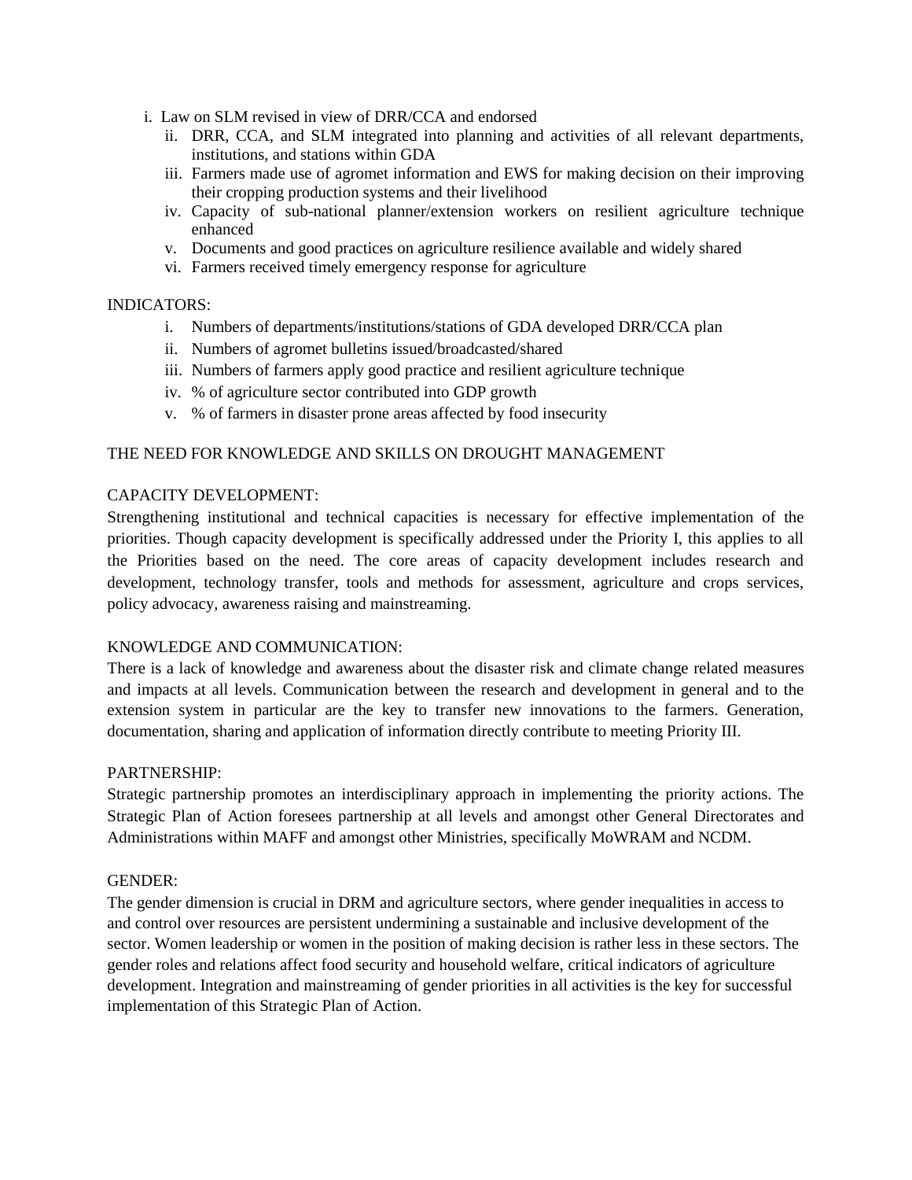i. Law on SLM revised in view of DRR/CCA and endorsed
ii. DRR, CCA, and SLM integrated into planning and activities of all relevant departments, institutions, and stations within GDA
iii. Farmers made use of agromet information and EWS for making decision on their improving their cropping production systems and their livelihood
iv. Capacity of sub-national planner/extension workers on resilient agriculture technique enhanced
v. Documents and good practices on agriculture resilience available and widely shared
vi. Farmers received timely emergency response for agriculture

INDICATORS:

i. Numbers of departments/institutions/stations of GDA developed DRR/CCA plan
ii. Numbers of agromet bulletins issued/broadcasted/shared
iii. Numbers of farmers apply good practice and resilient agriculture technique
iv. % of agriculture sector contributed into GDP growth
v. % of farmers in disaster prone areas affected by food insecurity

## THE NEED FOR KNOWLEDGE AND SKILLS ON DROUGHT MANAGEMENT

### CAPACITY DEVELOPMENT:

Strengthening institutional and technical capacities is necessary for effective implementation of the priorities. Though capacity development is specifically addressed under the Priority I, this applies to all the Priorities based on the need. The core areas of capacity development includes research and development, technology transfer, tools and methods for assessment, agriculture and crops services, policy advocacy, awareness raising and mainstreaming.

### KNOWLEDGE AND COMMUNICATION:

There is a lack of knowledge and awareness about the disaster risk and climate change related measures and impacts at all levels. Communication between the research and development in general and to the extension system in particular are the key to transfer new innovations to the farmers. Generation, documentation, sharing and application of information directly contribute to meeting Priority III.

### PARTNERSHIP:

Strategic partnership promotes an interdisciplinary approach in implementing the priority actions. The Strategic Plan of Action foresees partnership at all levels and amongst other General Directorates and Administrations within MAFF and amongst other Ministries, specifically MoWRAM and NCDM.

### GENDER:

The gender dimension is crucial in DRM and agriculture sectors, where gender inequalities in access to and control over resources are persistent undermining a sustainable and inclusive development of the sector. Women leadership or women in the position of making decision is rather less in these sectors. The gender roles and relations affect food security and household welfare, critical indicators of agriculture development. Integration and mainstreaming of gender priorities in all activities is the key for successful implementation of this Strategic Plan of Action.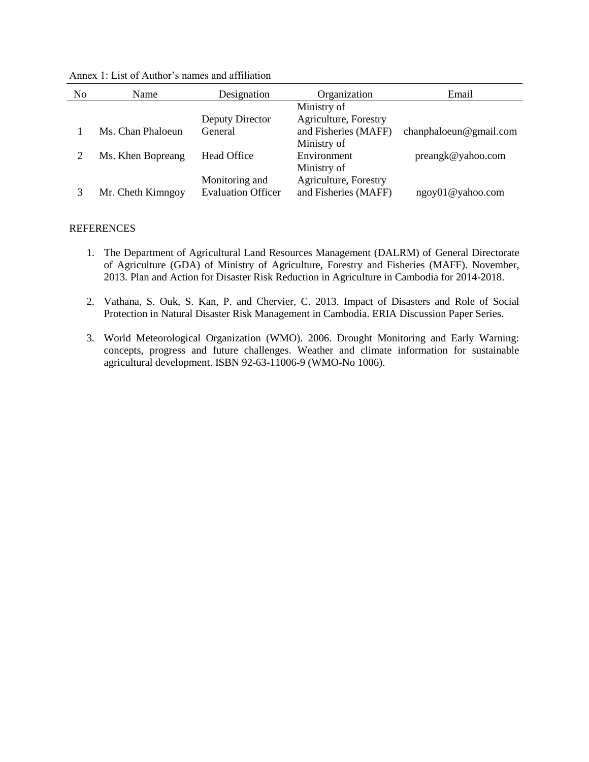Annex 1: List of Author's names and affiliation

| No | Name | Designation | Organization | Email |
| --- | --- | --- | --- | --- |
| 1 | Ms. Chan Phaloeun | Deputy Director General | Ministry of Agriculture, Forestry and Fisheries (MAFF) | chanphaloeun@gmail.com |
| 2 | Ms. Khen Bopreang | Head Office | Ministry of Environment | preangk@yahoo.com |
| 3 | Mr. Cheth Kimngoy | Monitoring and Evaluation Officer | Ministry of Agriculture, Forestry and Fisheries (MAFF) | ngoy01@yahoo.com |

REFERENCES

1. The Department of Agricultural Land Resources Management (DALRM) of General Directorate of Agriculture (GDA) of Ministry of Agriculture, Forestry and Fisheries (MAFF). November, 2013. Plan and Action for Disaster Risk Reduction in Agriculture in Cambodia for 2014-2018.

2. Vathana, S. Ouk, S. Kan, P. and Chervier, C. 2013. Impact of Disasters and Role of Social Protection in Natural Disaster Risk Management in Cambodia. ERIA Discussion Paper Series.

3. World Meteorological Organization (WMO). 2006. Drought Monitoring and Early Warning: concepts, progress and future challenges. Weather and climate information for sustainable agricultural development. ISBN 92-63-11006-9 (WMO-No 1006).